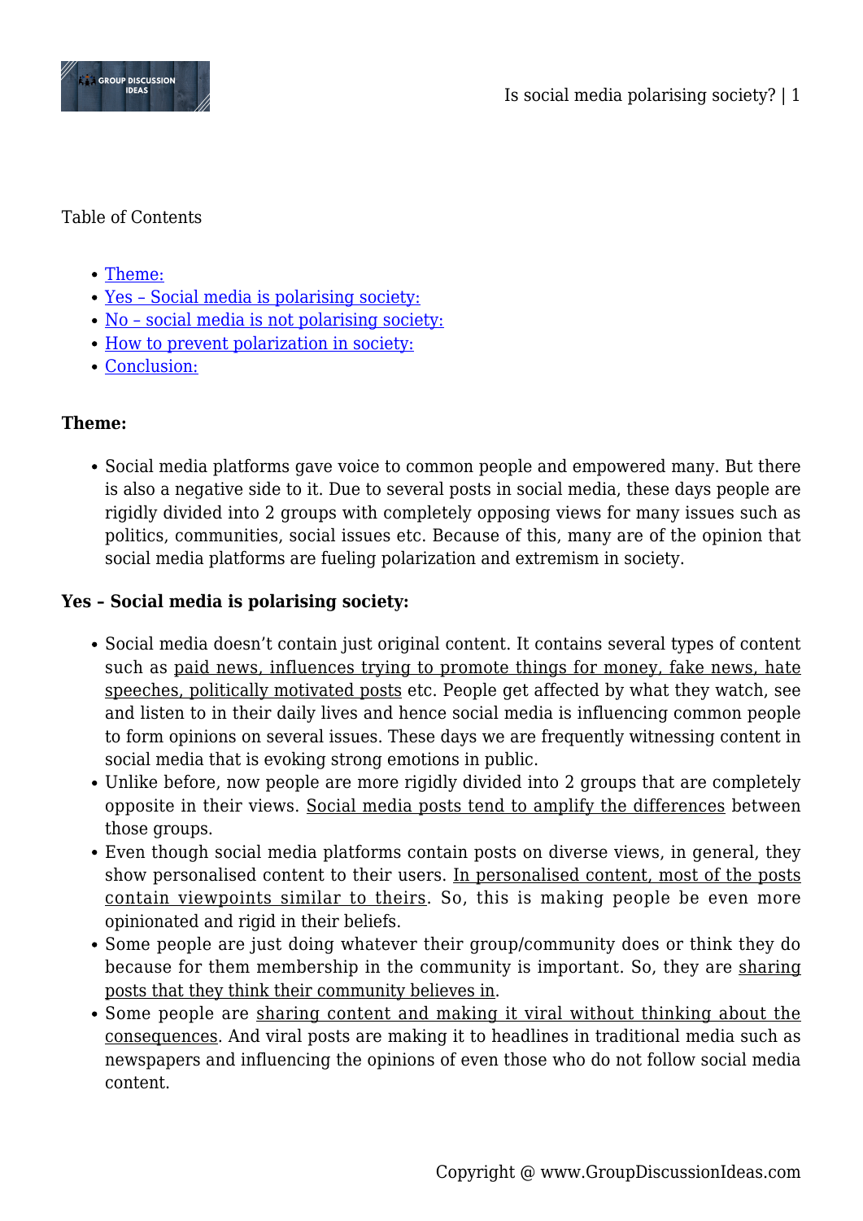Table of Contents

- [Theme:](#)
- [Yes – Social media is polarising society:](#)
- [No – social media is not polarising society:](#)
- [How to prevent polarization in society:](#)
- [Conclusion:](#)

**Theme:**

- Social media platforms gave voice to common people and empowered many. But there is also a negative side to it. Due to several posts in social media, these days people are rigidly divided into 2 groups with completely opposing views for many issues such as politics, communities, social issues etc. Because of this, many are of the opinion that social media platforms are fueling polarization and extremism in society.

**Yes – Social media is polarising society:**

- Social media doesn't contain just original content. It contains several types of content such as paid news, influences trying to promote things for money, fake news, hate speeches, politically motivated posts etc. People get affected by what they watch, see and listen to in their daily lives and hence social media is influencing common people to form opinions on several issues. These days we are frequently witnessing content in social media that is evoking strong emotions in public.
- Unlike before, now people are more rigidly divided into 2 groups that are completely opposite in their views. Social media posts tend to amplify the differences between those groups.
- Even though social media platforms contain posts on diverse views, in general, they show personalised content to their users. In personalised content, most of the posts contain viewpoints similar to theirs. So, this is making people be even more opinionated and rigid in their beliefs.
- Some people are just doing whatever their group/community does or think they do because for them membership in the community is important. So, they are sharing posts that they think their community believes in.
- Some people are sharing content and making it viral without thinking about the consequences. And viral posts are making it to headlines in traditional media such as newspapers and influencing the opinions of even those who do not follow social media content.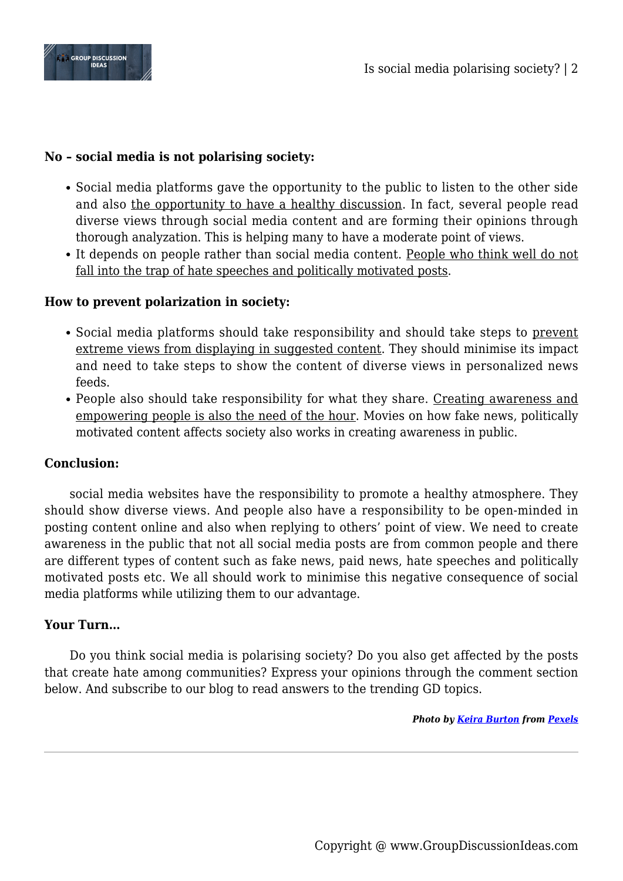**No – social media is not polarising society:**

- Social media platforms gave the opportunity to the public to listen to the other side and also the opportunity to have a healthy discussion. In fact, several people read diverse views through social media content and are forming their opinions through thorough analyzation. This is helping many to have a moderate point of views.
- It depends on people rather than social media content. People who think well do not fall into the trap of hate speeches and politically motivated posts.

**How to prevent polarization in society:**

- Social media platforms should take responsibility and should take steps to prevent extreme views from displaying in suggested content. They should minimise its impact and need to take steps to show the content of diverse views in personalized news feeds.
- People also should take responsibility for what they share. Creating awareness and empowering people is also the need of the hour. Movies on how fake news, politically motivated content affects society also works in creating awareness in public.

**Conclusion:**

social media websites have the responsibility to promote a healthy atmosphere. They should show diverse views. And people also have a responsibility to be open-minded in posting content online and also when replying to others' point of view. We need to create awareness in the public that not all social media posts are from common people and there are different types of content such as fake news, paid news, hate speeches and politically motivated posts etc. We all should work to minimise this negative consequence of social media platforms while utilizing them to our advantage.

**Your Turn…**

Do you think social media is polarising society? Do you also get affected by the posts that create hate among communities? Express your opinions through the comment section below. And subscribe to our blog to read answers to the trending GD topics.

***Photo by Keira Burton from Pexels***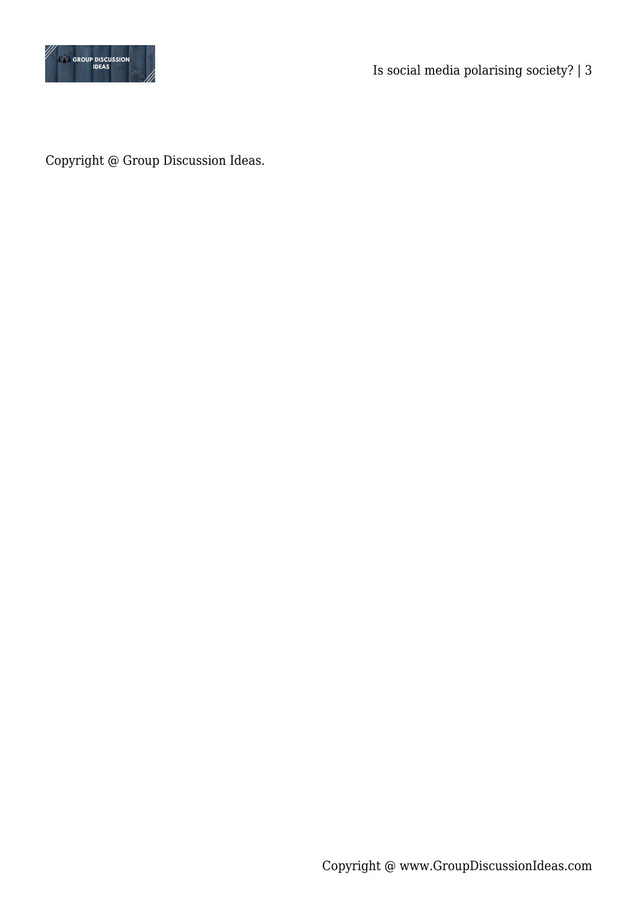Copyright @ Group Discussion Ideas.